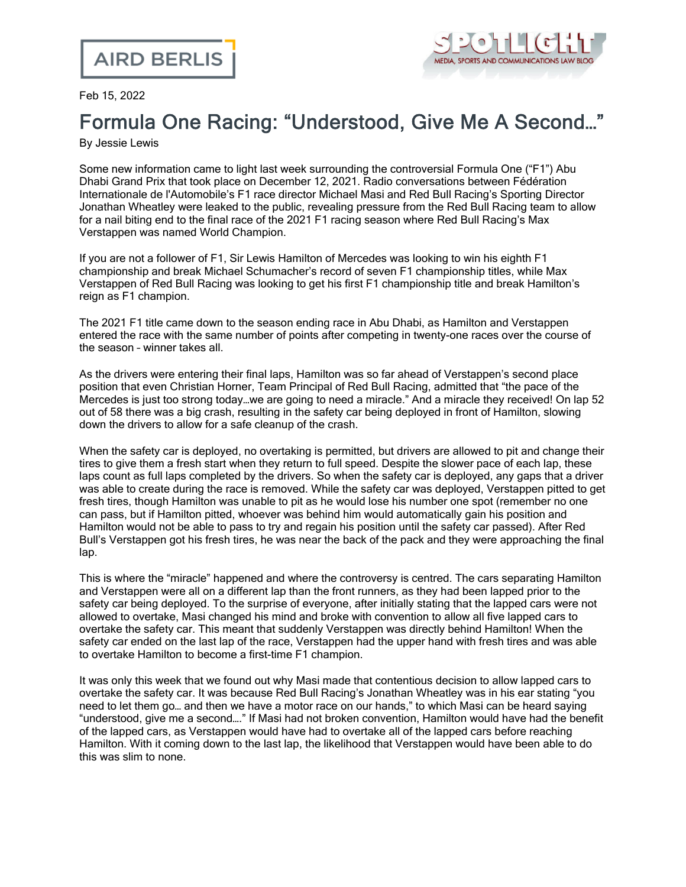AIRD BERLIS

SPOTLIGHT
MEDIA, SPORTS AND COMMUNICATIONS LAW BLOG

Feb 15, 2022

# Formula One Racing: "Understood, Give Me A Second…"

By Jessie Lewis

Some new information came to light last week surrounding the controversial Formula One ("F1") Abu Dhabi Grand Prix that took place on December 12, 2021. Radio conversations between Fédération Internationale de l'Automobile's F1 race director Michael Masi and Red Bull Racing's Sporting Director Jonathan Wheatley were leaked to the public, revealing pressure from the Red Bull Racing team to allow for a nail biting end to the final race of the 2021 F1 racing season where Red Bull Racing's Max Verstappen was named World Champion.

If you are not a follower of F1, Sir Lewis Hamilton of Mercedes was looking to win his eighth F1 championship and break Michael Schumacher's record of seven F1 championship titles, while Max Verstappen of Red Bull Racing was looking to get his first F1 championship title and break Hamilton's reign as F1 champion.

The 2021 F1 title came down to the season ending race in Abu Dhabi, as Hamilton and Verstappen entered the race with the same number of points after competing in twenty-one races over the course of the season – winner takes all.

As the drivers were entering their final laps, Hamilton was so far ahead of Verstappen's second place position that even Christian Horner, Team Principal of Red Bull Racing, admitted that "the pace of the Mercedes is just too strong today…we are going to need a miracle." And a miracle they received! On lap 52 out of 58 there was a big crash, resulting in the safety car being deployed in front of Hamilton, slowing down the drivers to allow for a safe cleanup of the crash.

When the safety car is deployed, no overtaking is permitted, but drivers are allowed to pit and change their tires to give them a fresh start when they return to full speed. Despite the slower pace of each lap, these laps count as full laps completed by the drivers. So when the safety car is deployed, any gaps that a driver was able to create during the race is removed. While the safety car was deployed, Verstappen pitted to get fresh tires, though Hamilton was unable to pit as he would lose his number one spot (remember no one can pass, but if Hamilton pitted, whoever was behind him would automatically gain his position and Hamilton would not be able to pass to try and regain his position until the safety car passed). After Red Bull's Verstappen got his fresh tires, he was near the back of the pack and they were approaching the final lap.

This is where the "miracle" happened and where the controversy is centred. The cars separating Hamilton and Verstappen were all on a different lap than the front runners, as they had been lapped prior to the safety car being deployed. To the surprise of everyone, after initially stating that the lapped cars were not allowed to overtake, Masi changed his mind and broke with convention to allow all five lapped cars to overtake the safety car. This meant that suddenly Verstappen was directly behind Hamilton! When the safety car ended on the last lap of the race, Verstappen had the upper hand with fresh tires and was able to overtake Hamilton to become a first-time F1 champion.

It was only this week that we found out why Masi made that contentious decision to allow lapped cars to overtake the safety car. It was because Red Bull Racing's Jonathan Wheatley was in his ear stating "you need to let them go… and then we have a motor race on our hands," to which Masi can be heard saying "understood, give me a second…." If Masi had not broken convention, Hamilton would have had the benefit of the lapped cars, as Verstappen would have had to overtake all of the lapped cars before reaching Hamilton. With it coming down to the last lap, the likelihood that Verstappen would have been able to do this was slim to none.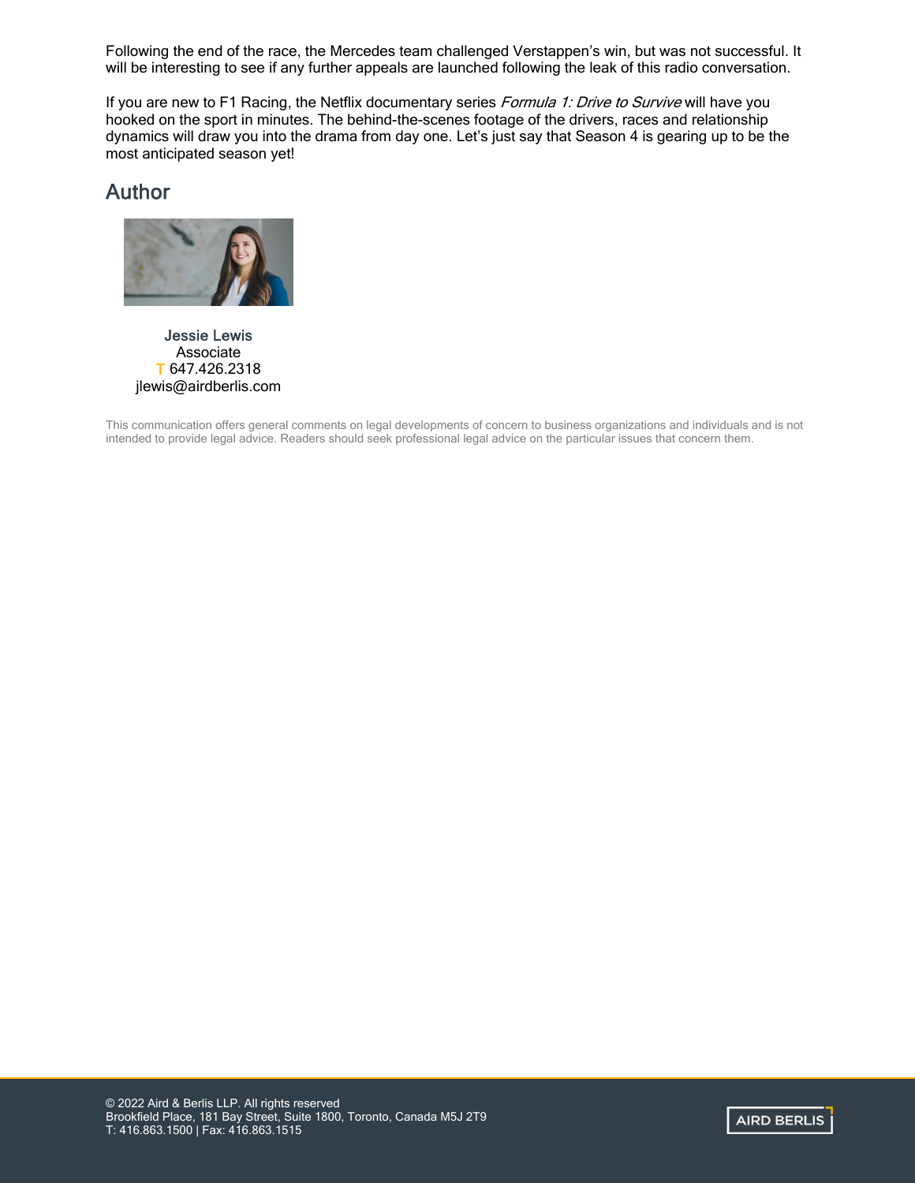Following the end of the race, the Mercedes team challenged Verstappen's win, but was not successful. It will be interesting to see if any further appeals are launched following the leak of this radio conversation.

If you are new to F1 Racing, the Netflix documentary series *Formula 1: Drive to Survive* will have you hooked on the sport in minutes. The behind-the-scenes footage of the drivers, races and relationship dynamics will draw you into the drama from day one. Let's just say that Season 4 is gearing up to be the most anticipated season yet!

## Author

Jessie Lewis
Associate
T 647.426.2318
jlewis@airdberlis.com

This communication offers general comments on legal developments of concern to business organizations and individuals and is not intended to provide legal advice. Readers should seek professional legal advice on the particular issues that concern them.

© 2022 Aird & Berlis LLP. All rights reserved
Brookfield Place, 181 Bay Street, Suite 1800, Toronto, Canada M5J 2T9
T: 416.863.1500 | Fax: 416.863.1515